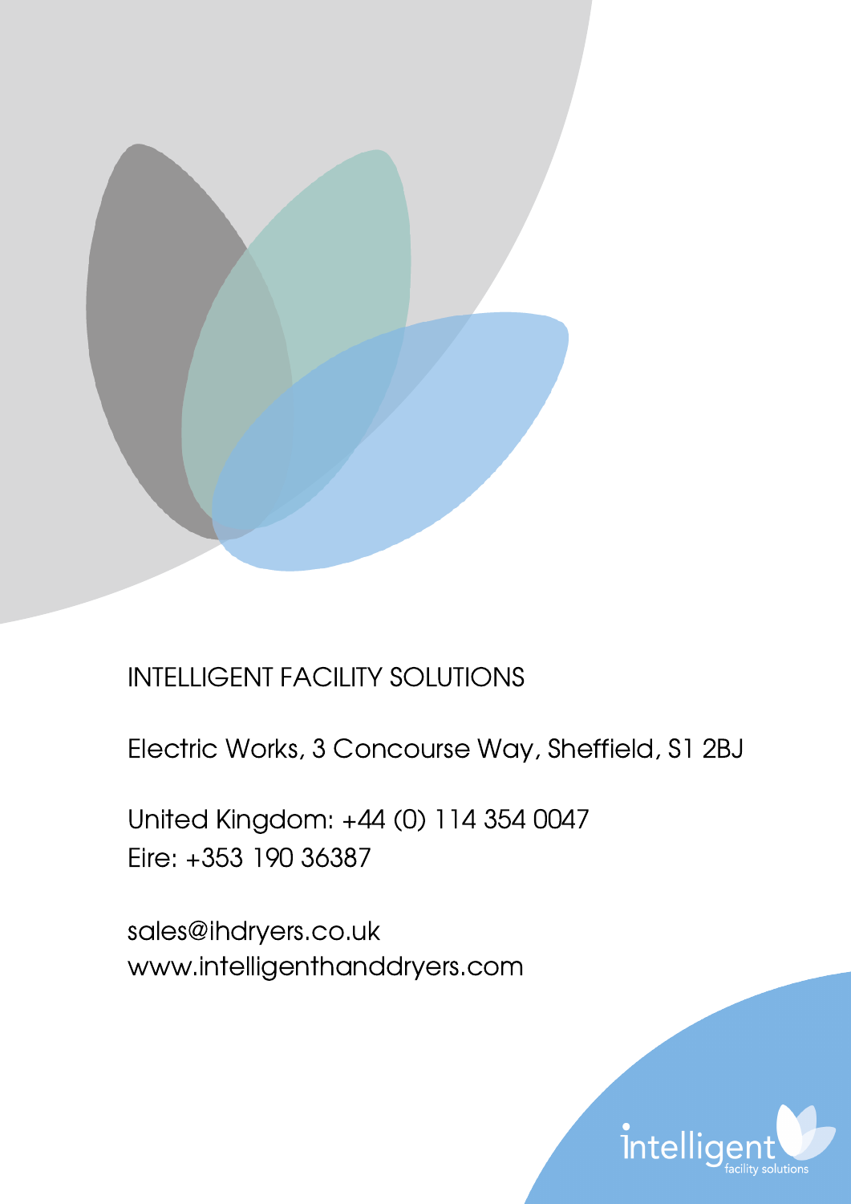INTELLIGENT FACILITY SOLUTIONS

Electric Works, 3 Concourse Way, Sheffield, S1 2BJ

United Kingdom: +44 (0) 114 354 0047
Eire: +353 190 36387

sales@ihdryers.co.uk
www.intelligenthanddryers.com

intelligent
facility solutions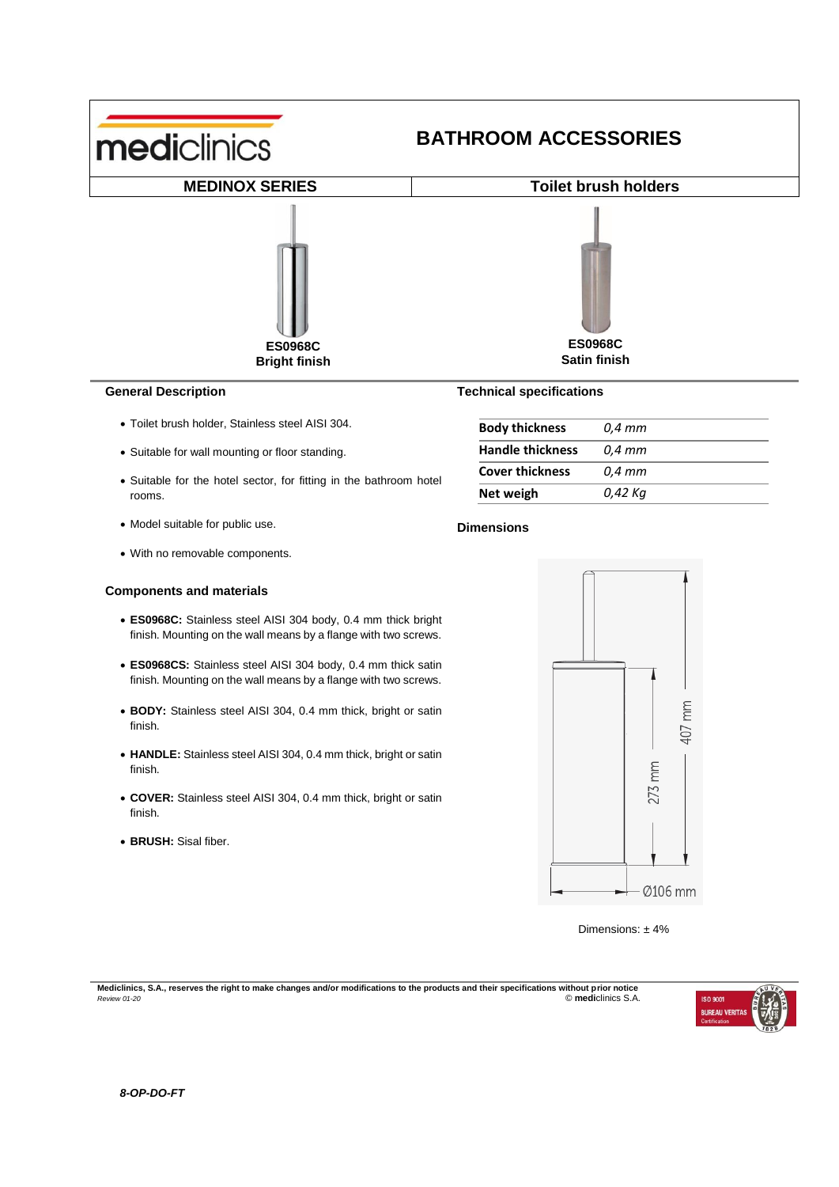# BATHROOM ACCESSORIES

| MEDINOX SERIES | Toilet brush holders |
|---|---|

**ES0968C**
**Bright finish**

**ES0968C**
**Satin finish**

## General Description

- Toilet brush holder, Stainless steel AISI 304.
- Suitable for wall mounting or floor standing.
- Suitable for the hotel sector, for fitting in the bathroom hotel rooms.
- Model suitable for public use.
- With no removable components.

## Components and materials

- **ES0968C:** Stainless steel AISI 304 body, 0.4 mm thick bright finish. Mounting on the wall means by a flange with two screws.
- **ES0968CS:** Stainless steel AISI 304 body, 0.4 mm thick satin finish. Mounting on the wall means by a flange with two screws.
- **BODY:** Stainless steel AISI 304, 0.4 mm thick, bright or satin finish.
- **HANDLE:** Stainless steel AISI 304, 0.4 mm thick, bright or satin finish.
- **COVER:** Stainless steel AISI 304, 0.4 mm thick, bright or satin finish.
- **BRUSH:** Sisal fiber.

## Technical specifications

| | |
|---|---|
| **Body thickness** | *0,4 mm* |
| **Handle thickness** | *0,4 mm* |
| **Cover thickness** | *0,4 mm* |
| **Net weigh** | *0,42 Kg* |

## Dimensions

407 mm
273 mm
Ø106 mm

Dimensions: ± 4%

**Mediclinics, S.A., reserves the right to make changes and/or modifications to the products and their specifications without prior notice**
*Review 01-20*
© **medi**clinics S.A.

***8-OP-DO-FT***